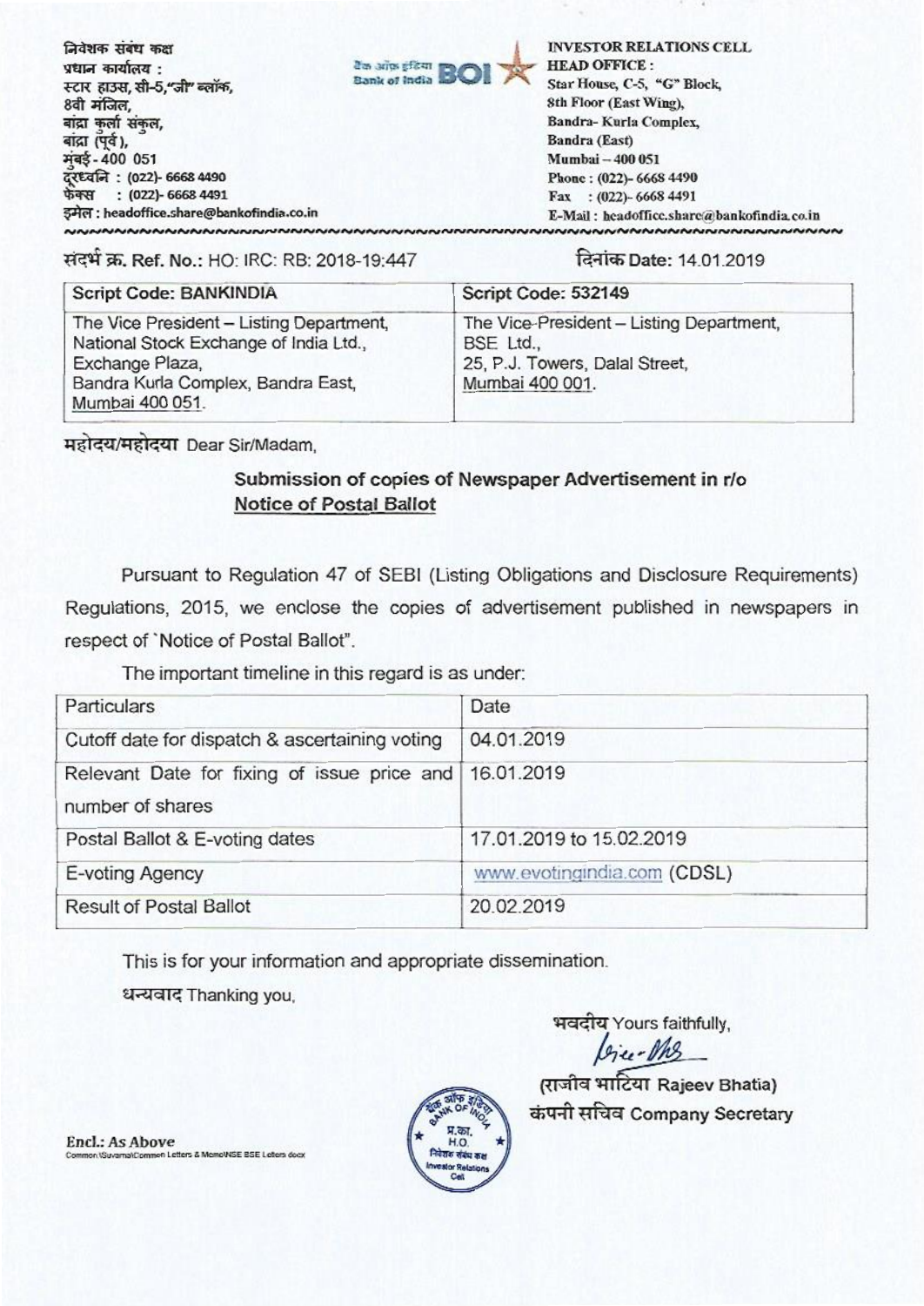निवेशक संबंध कक्ष
प्रधान कार्यालय :
स्टार हाउस, सी-5,"जी" ब्लॉक,
8वी मंजिल,
बांद्रा कुर्ला संकुल,
बांद्रा (पूर्व),
मुंबई - 400 051
दूरध्वनि : (022)- 6668 4490
फैक्स : (022)- 6668 4491
इमेल : headoffice.share@bankofindia.co.in

बैंक ऑफ इंडिया Bank of India BOI

INVESTOR RELATIONS CELL
HEAD OFFICE :
Star House, C-5, "G" Block,
8th Floor (East Wing),
Bandra- Kurla Complex,
Bandra (East)
Mumbai – 400 051
Phone : (022)- 6668 4490
Fax : (022)- 6668 4491
E-Mail : headoffice.share@bankofindia.co.in

संदर्भ क्र. Ref. No.: HO: IRC: RB: 2018-19:447

दिनांक Date: 14.01.2019

| Script Code: BANKINDIA | Script Code: 532149 |
|---|---|
| The Vice President – Listing Department, National Stock Exchange of India Ltd., Exchange Plaza, Bandra Kurla Complex, Bandra East, Mumbai 400 051. | The Vice-President – Listing Department, BSE Ltd., 25, P.J. Towers, Dalal Street, Mumbai 400 001. |

महोदय/महोदया Dear Sir/Madam,

**Submission of copies of Newspaper Advertisement in r/o Notice of Postal Ballot**

Pursuant to Regulation 47 of SEBI (Listing Obligations and Disclosure Requirements) Regulations, 2015, we enclose the copies of advertisement published in newspapers in respect of `Notice of Postal Ballot".

The important timeline in this regard is as under:

| Particulars | Date |
|---|---|
| Cutoff date for dispatch & ascertaining voting | 04.01.2019 |
| Relevant Date for fixing of issue price and number of shares | 16.01.2019 |
| Postal Ballot & E-voting dates | 17.01.2019 to 15.02.2019 |
| E-voting Agency | www.evotingindia.com (CDSL) |
| Result of Postal Ballot | 20.02.2019 |

This is for your information and appropriate dissemination.

धन्यवाद Thanking you,

भवदीय Yours faithfully,

(राजीव भाटिया Rajeev Bhatia)
कंपनी सचिव Company Secretary

Encl.: As Above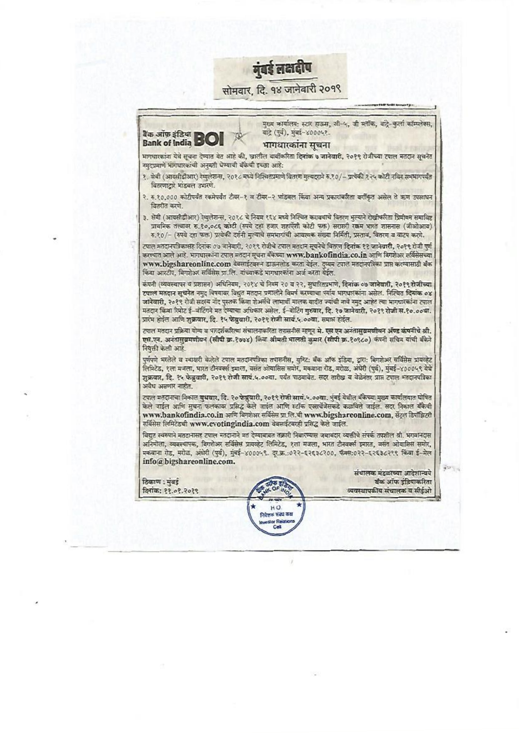# मुंबई लक्षदीप

सोमवार, दि. १४ जानेवारी २०१९

मुख्य कार्यालय: स्टार हाऊस, सी-५, जी ब्लॉक, वांद्रे-कुर्ला कॉम्प्लेक्स, वांद्रे (पुर्व), मुंबई-४०००५१.

बँक ऑफ इंडिया **BOI** Bank of India

## भागधारकांना सूचना

भागधारकांना येथे सूचना देण्यात येत आहे की, खालील बाबींकरिता दिनांक ७ जानेवारी, २०१९ रोजीच्या टपाल मतदान सुचनेत नमुदप्रमाणे भागधारकांची अनुमती घेण्याची बँकेची इच्छा आहे:

१. सेबी (आयसीडीआर) रेग्युलेशन्स, २०१८ मध्ये निश्चितप्रमाणे वितरण मुल्यदराने रु.१०/- प्रत्येकी १२५ कोटी नविन समभागपर्यंत वितरणाद्वारे भांडवल उभारणे.

२. रु.१०,००० कोटीपर्यंत रकमेपर्यंत टीयर-१ व टीयर-२ भांडवल किंवा अन्य प्रकाराकरिता वर्गीकृत असेल ते ऋण उपसाधन वितरीत करणे.

३. सेबी (आयसीडीआर) रेग्युलेशन्स, २०१८ चे नियम १६४ मध्ये निश्चित करावयाचे वितरण मुल्याने रोखीकरिता प्रिमीयम समाविष्ट प्राथमिक तत्त्वावर रु.१०,०८६ कोटी (रुपये दहा हजार शहाऐंशी कोटी फक्त) सरासरी रक्कम भारत शासनास (जीओआय) रु.१०/- (रुपये दहा फक्त) प्रत्येकी दर्शनी मुल्याचे समभागांची आवश्यक संख्या निर्मिती, प्रस्ताव, वितरण व वाटप करणे.

टपाल मतदानपत्रिकासह दिनांक ०७ जानेवारी, २०१९ रोजीचे टपाल मतदान सूचनेचे वितरण दिनांक ११ जानेवारी, २०१९ रोजी पुर्ण करण्यात आले आहे. भागधारकांना टपाल मतदान सूचना बँकेच्या www.bankofindia.co.in आणि बिगशेअर सर्विसेसच्या www.bigshareonline.com वेबसाईटवरुन डाऊनलोड करता येईल. दुय्यम टपाल मतदानपत्रिका प्राप्त करण्यासाठी बँक किंवा आरटीए, बिगशेअर सर्विसेस प्रा.लि. यांच्याकडे भागधारकांना अर्ज करता येईल.

कंपनी (व्यवस्थापन व प्रशासन) अधिनियम, २०१४ चे नियम २० व २२, सुधारितप्रमाणे, **दिनांक ०७ जानेवारी, २०१९ रोजीच्या** टपाल मतदान सूचनेत नमुद विषयावर विद्युत मतदान प्रणालीने विमर्ष करण्याचा पर्याय भागधारकांना असेल. निश्चित **दिनांक ०४** जानेवारी, २०१९ रोजी सदस्य नोंद पुस्तक किंवा शेअर्सचे लाभार्थी मालक यादीत ज्यांची नावे नमुद आहेत त्या भागधारकांना टपाल मतदान किंवा रिमोट ई-वोटिंगने मत देण्याचा अधिकार असेल. ई-वोटिंग **गुरुवार, दि. १७ जानेवारी, २०१९ रोजी स.१०.००वा.** प्रारंभ होईल आणि **शुक्रवार, दि. १५ फेब्रुवारी, २०१९ रोजी सायं.५.००वा.** समाप्त होईल.

टपाल मतदान प्रक्रिया योग्य व पारदर्शकरित्या संचालनाकरिता तपासनीस म्हणून मे. **एस एन अनंतासुब्रमणीयन अँण्ड कंपनीचे श्री. एस.एन. अनंतासुब्रमणीयन (सीपी क्र.१७७४)** किंवा **श्रीमती मालती कुमार (सीपी क्र.१०९८०)** कंपनी सचिव यांची बँकेने नियुक्ती केली आहे.

पुर्णपणे भरलेले व स्वाक्षरी केलेले टपाल मतदानपत्रिका तपासनीस, युनिट: बँक ऑफ इंडिया, द्वारा: बिगशेअर सर्विसेस प्रायव्हेट लिमिटेड, १ला मजला, भारत टीनवर्क्स इमारत, वसंत ओयासिस समोर, मकवाना रोड, मरोळ, अंधेरी (पुर्व), मुंबई-४०००५९ येथे **शुक्रवार, दि. १५ फेब्रुवारी, २०१९ रोजी सायं.५.००वा.** पर्यंत पाठवावेत. सदर तारीख व वेळेनंतर प्राप्त टपाल मतदानपत्रिका अवैध असणार नाहीत.

टपाल मतदानाचा निकाल **बुधवार, दि. २० फेब्रुवारी, २०१९ रोजी सायं.५.००वा.** मुंबई येथील बँकेच्या मुख्य कार्यालयात घोषित केले जाईल आणि सुचना फलकावर प्रसिद्ध केले जाईल आणि स्टॉक एक्सचेंजेसकडे कळविले जाईल. सदर निकाल बँकेची **www.bankofindia.co.in** आणि बिगशेअर सर्विसेस प्रा.लि.ची **www.bigshareonline.com**, सेंट्रल डिपॉझिटरी सर्विसेस लिमिटेडची **www.evotingindia.com** वेबसाईटवरही प्रसिद्ध केले जाईल.

विद्युत स्वरुपाने मतदानासह टपाल मतदानाने मत देण्याबाबत तक्रारी निवारण्यास जबाबदार व्यक्तीचे संपर्क तपशील श्री. भगवानदास अनिमोला, व्यवस्थापक, बिगशेअर सर्विसेस प्रायव्हेट लिमिटेड, १ला मजला, भारत टीनवर्क्स इमारत, वसंत ओयासिस समोर, मकवाना रोड, मरोळ, अंधेरी (पुर्व), मुंबई-४०००५९. दूर.क्र.:०२२-६२६३८२००, फॅक्स:०२२-६२६३८२९९ किंवा ई-मेल **info@bigshareonline.com.**

संचालक मंडळाच्या आदेशान्वये
बँक ऑफ इंडियाकरिता
व्यवस्थापकीय संचालक व सीईओ

ठिकाण : मुंबई
दिनांक: ११.०१.२०१९

बँक ऑफ इंडिया BANK OF INDIA H.O. निवेशक संबंध कक्ष Investor Relations Cell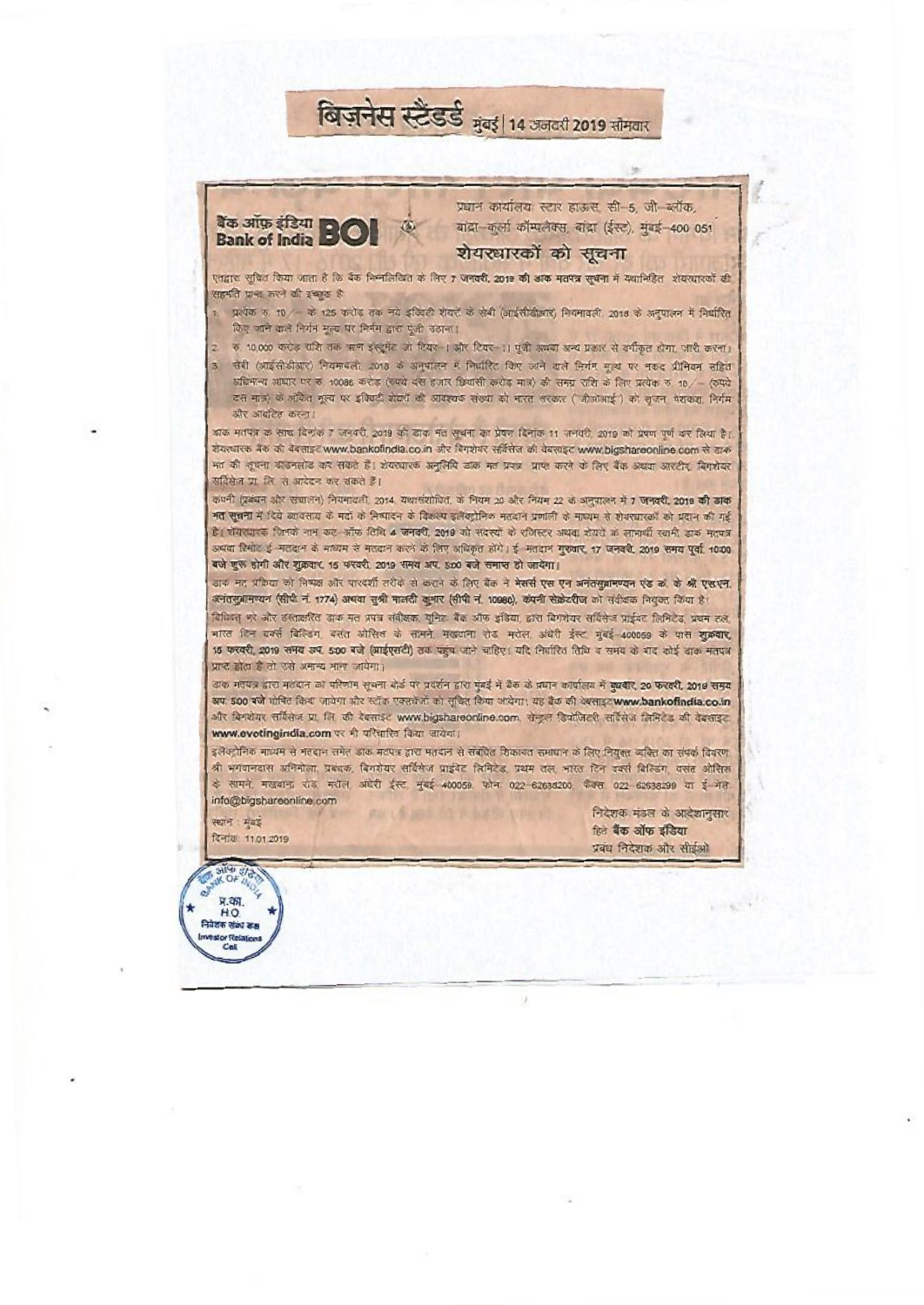बिज़नेस स्टैंडर्ड मुंबई | 14 जनवरी 2019 सोमवार

बैंक ऑफ़ इंडिया
Bank of India BOI

प्रधान कार्यालय: स्टार हाउस, सी-5, जी-ब्लॉक,
बांद्रा-कुर्ला कॉम्पलेक्स, बांद्रा (ईस्ट), मुंबई-400 051

## शेयरधारकों को सूचना

एतद्वारा सूचित किया जाता है कि बैंक निम्नलिखित के लिए **7 जनवरी, 2019 की डाक मतपत्र सूचना** में यथानिहित शेयरधारकों की सहमति प्राप्त करने की इच्छुक है:

1. प्रत्येक रु. 10/- के 125 करोड़ तक नये इक्विटी शेयरों के सेबी (आईसीडीआर) नियमावली, 2018 के अनुपालन में निर्धारित किए जाने वाले निर्गम मूल्य पर निर्गम द्वारा पूंजी उठाना।
2. रु. 10,000 करोड़ राशि तक ऋण इंस्ट्रूमेंट जो टियर-I और टियर-II पूंजी अथवा अन्य प्रकार से वर्गीकृत होगा, जारी करना।
3. सेबी (आईसीडीआर) नियमावली, 2018 के अनुपालन में निर्धारित किए जाने वाले निर्गम मूल्य पर नकद प्रीमियम सहित अधिमान्य आधार पर रु. 10086 करोड़ (रुपये दस हजार छियासी करोड़ मात्र) की समग्र राशि के लिए प्रत्येक रु. 10/- (रुपये दस मात्र) के अंकित मूल्य पर इक्विटी शेयरों की आवश्यक संख्या को भारत सरकार ("जीओआई") को सृजन, पेशकश, निर्गम और आबंटित करना।

डाक मतपत्र के साथ दिनांक 7 जनवरी, 2019 की डाक मत सूचना का प्रेषण दिनांक 11 जनवरी, 2019 को प्रेषण पूर्ण कर लिया है। शेयरधारक बैंक की वेबसाइट www.bankofindia.co.in और बिगशेयर सर्विसेज की वेबसाइट www.bigshareonline.com से डाक मत की सूचना डाउनलोड कर सकते हैं। शेयरधारक अनुलिपि डाक मत प्रपत्र प्राप्त करने के लिए बैंक अथवा आरटीए, बिगशेयर सर्विसेज प्रा. लि. से आवेदन कर सकते हैं।

कंपनी (प्रबंधन और संचालन) नियमावली, 2014, यथासंशोधित, के नियम 20 और नियम 22 के अनुपालन में **7 जनवरी, 2019 की डाक मत सूचना** में दिये व्यवसाय के मदों के निष्पादन के विकल्प इलेक्ट्रॉनिक मतदान प्रणाली के माध्यम से शेयरधारकों को प्रदान की गई है। शेयरधारक जिनके नाम कट-ऑफ तिथि 4 जनवरी, 2019 को सदस्यों के रजिस्टर अथवा शेयरों के लाभार्थी स्वामी, डाक मतपत्र अथवा रिमोट ई-मतदान के माध्यम से मतदान करने के लिए अधिकृत होंगे। ई-मतदान **गुरुवार, 17 जनवरी, 2019 समय पूर्वा. 10:00 बजे शुरू होगी और शुक्रवार, 15 फरवरी, 2019 समय अप. 5:00 बजे समाप्त हो जायेगा।**

डाक मत प्रक्रिया को निष्पक्ष और पारदर्शी तरीके से कराने के लिए बैंक ने **मेसर्स एस एन अनंतसुब्रामण्यन एंड कं. के श्री एस.एन. अनंतसुब्रामण्यन (सीपी नं. 1774) अथवा सुश्री मालती कुमार (सीपी नं. 10980), कंपनी सेक्रेटरीज** को संवीक्षक नियुक्त किया है।

विधिवत् भरे और हस्ताक्षरित डाक मत प्रपत्र संवीक्षक, यूनिट: बैंक ऑफ इंडिया, द्वारा बिगशेयर सर्विसेज प्राईवेट लिमिटेड, प्रथम तल, भारत टिन वर्क्स बिल्डिंग, वसंत ओसिस के सामने, मकवाना रोड, मरोल, अंधेरी ईस्ट, मुंबई-400059 के पास **शुक्रवार, 15 फरवरी, 2019 समय अप. 5:00 बजे (आईएसटी)** तक पहुंच जाने चाहिए। यदि निर्धारित तिथि व समय के बाद कोई डाक मतपत्र प्राप्त होता है तो उसे अमान्य माना जायेगा।

डाक मतपत्र द्वारा मतदान का परिणाम सूचना बोर्ड पर प्रदर्शन द्वारा मुंबई में बैंक के प्रधान कार्यालय में **बुधवार, 20 फरवरी, 2019 समय अप. 5:00 बजे** घोषित किया जायेगा और स्टॉक एक्सचेंजों को सूचित किया जायेगा। यह बैंक की वेबसाइट **www.bankofindia.co.in** और बिगशेयर सर्विसेज प्रा. लि. की वेबसाइट www.bigshareonline.com, सेन्ट्रल डिपाजिटरी सर्विसेज लिमिटेड की वेबसाइट **www.evotingindia.com** पर भी परिचालित किया जायेगा।

इलेक्ट्रॉनिक माध्यम से मतदान समेत डाक मतपत्र द्वारा मतदान से संबंधित शिकायत समाधान के लिए नियुक्त व्यक्ति का संपर्क विवरण: श्री भगवानदास अगिनोला, प्रबंधक, बिगशेयर सर्विसेज प्राईवेट लिमिटेड, प्रथम तल, भारत टिन वर्क्स बिल्डिंग, वसंत ओसिस के सामने, मकवाना रोड, मरोल, अंधेरी ईस्ट, मुंबई 400059, फोन: 022-62638200, फैक्स 022-62638299 या ई-मेल: info@bigshareonline.com

स्थान : मुंबई
दिनांक: 11.01.2019

निदेशक मंडल के आदेशानुसार
हिते **बैंक ऑफ इंडिया**
प्रबंध निदेशक और सीईओ

बैंक ऑफ इंडिया BANK OF INDIA
प्र.का. H.O.
निवेशक संबंध कक्ष
Investor Relations Cell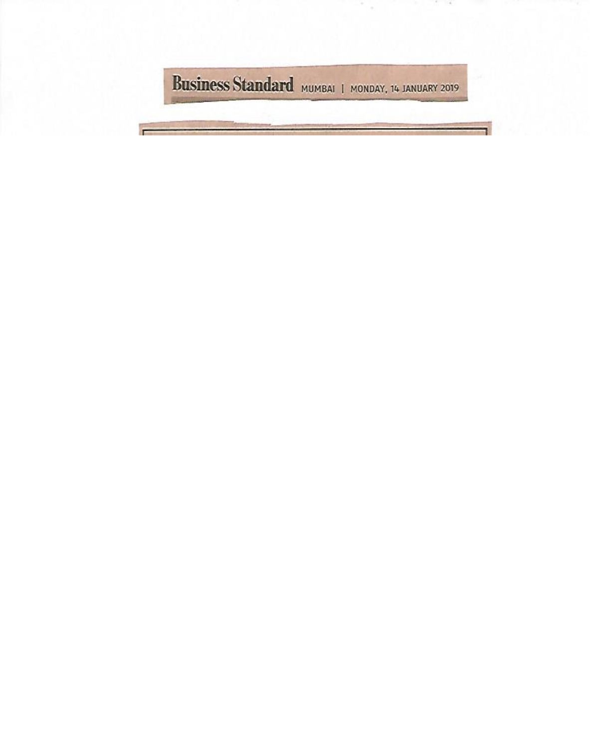Business Standard MUMBAI | MONDAY, 14 JANUARY 2019